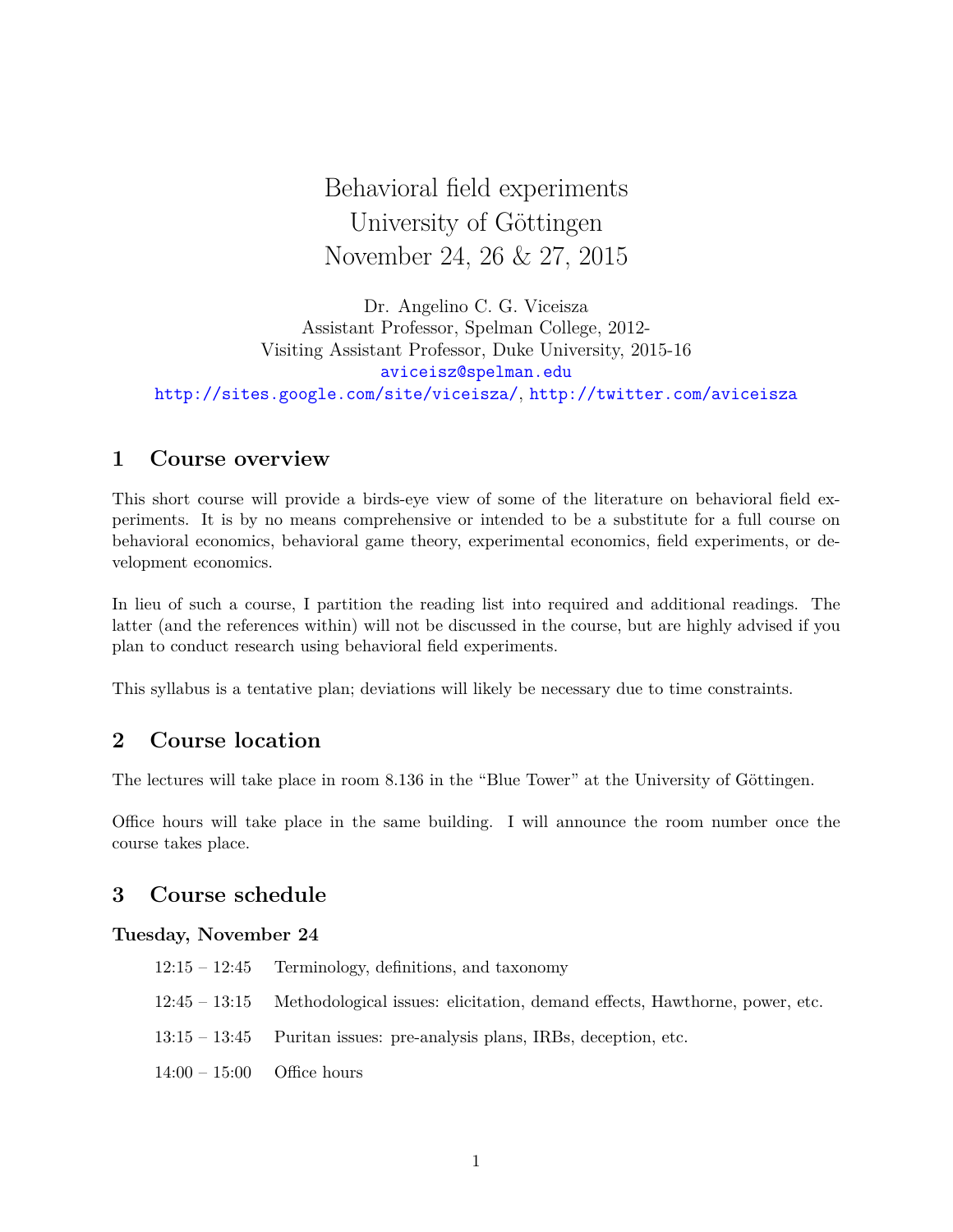# Behavioral field experiments
# University of Göttingen
# November 24, 26 & 27, 2015

Dr. Angelino C. G. Viceisza
Assistant Professor, Spelman College, 2012-
Visiting Assistant Professor, Duke University, 2015-16
aviceisz@spelman.edu
http://sites.google.com/site/viceisza/, http://twitter.com/aviceisza

## 1 Course overview

This short course will provide a birds-eye view of some of the literature on behavioral field experiments. It is by no means comprehensive or intended to be a substitute for a full course on behavioral economics, behavioral game theory, experimental economics, field experiments, or development economics.

In lieu of such a course, I partition the reading list into required and additional readings. The latter (and the references within) will not be discussed in the course, but are highly advised if you plan to conduct research using behavioral field experiments.

This syllabus is a tentative plan; deviations will likely be necessary due to time constraints.

## 2 Course location

The lectures will take place in room 8.136 in the "Blue Tower" at the University of Göttingen.

Office hours will take place in the same building. I will announce the room number once the course takes place.

## 3 Course schedule

### Tuesday, November 24

12:15 – 12:45 Terminology, definitions, and taxonomy

12:45 – 13:15 Methodological issues: elicitation, demand effects, Hawthorne, power, etc.

13:15 – 13:45 Puritan issues: pre-analysis plans, IRBs, deception, etc.

14:00 – 15:00 Office hours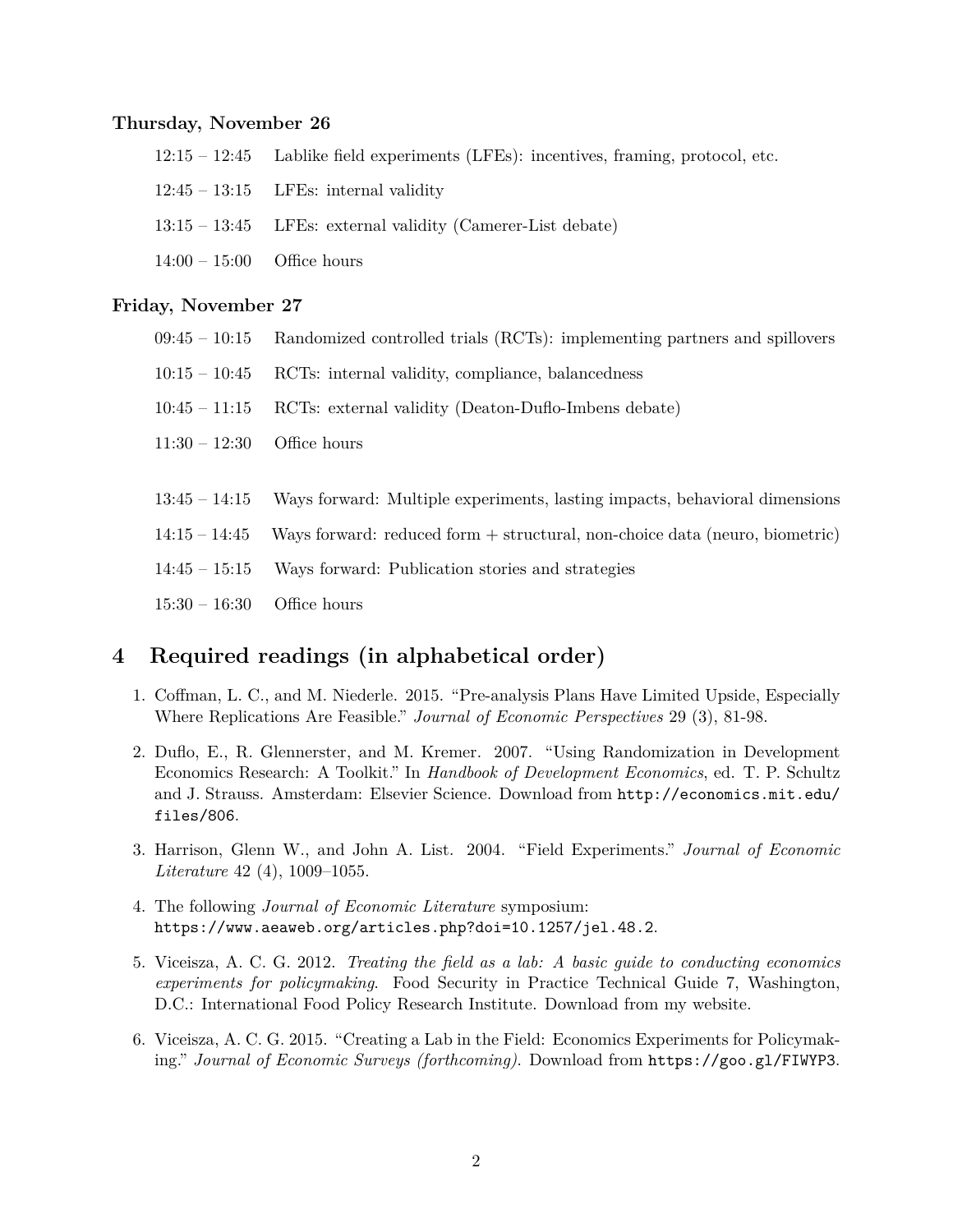**Thursday, November 26**

12:15 – 12:45 Lablike field experiments (LFEs): incentives, framing, protocol, etc.

12:45 – 13:15 LFEs: internal validity

13:15 – 13:45 LFEs: external validity (Camerer-List debate)

14:00 – 15:00 Office hours

**Friday, November 27**

09:45 – 10:15 Randomized controlled trials (RCTs): implementing partners and spillovers

10:15 – 10:45 RCTs: internal validity, compliance, balancedness

10:45 – 11:15 RCTs: external validity (Deaton-Duflo-Imbens debate)

11:30 – 12:30 Office hours

13:45 – 14:15 Ways forward: Multiple experiments, lasting impacts, behavioral dimensions

14:15 – 14:45 Ways forward: reduced form + structural, non-choice data (neuro, biometric)

14:45 – 15:15 Ways forward: Publication stories and strategies

15:30 – 16:30 Office hours

## 4 Required readings (in alphabetical order)

1. Coffman, L. C., and M. Niederle. 2015. "Pre-analysis Plans Have Limited Upside, Especially Where Replications Are Feasible." *Journal of Economic Perspectives* 29 (3), 81-98.
2. Duflo, E., R. Glennerster, and M. Kremer. 2007. "Using Randomization in Development Economics Research: A Toolkit." In *Handbook of Development Economics*, ed. T. P. Schultz and J. Strauss. Amsterdam: Elsevier Science. Download from `http://economics.mit.edu/files/806`.
3. Harrison, Glenn W., and John A. List. 2004. "Field Experiments." *Journal of Economic Literature* 42 (4), 1009–1055.
4. The following *Journal of Economic Literature* symposium: `https://www.aeaweb.org/articles.php?doi=10.1257/jel.48.2`.
5. Viceisza, A. C. G. 2012. *Treating the field as a lab: A basic guide to conducting economics experiments for policymaking.* Food Security in Practice Technical Guide 7, Washington, D.C.: International Food Policy Research Institute. Download from my website.
6. Viceisza, A. C. G. 2015. "Creating a Lab in the Field: Economics Experiments for Policymaking." *Journal of Economic Surveys (forthcoming).* Download from `https://goo.gl/FIWYP3`.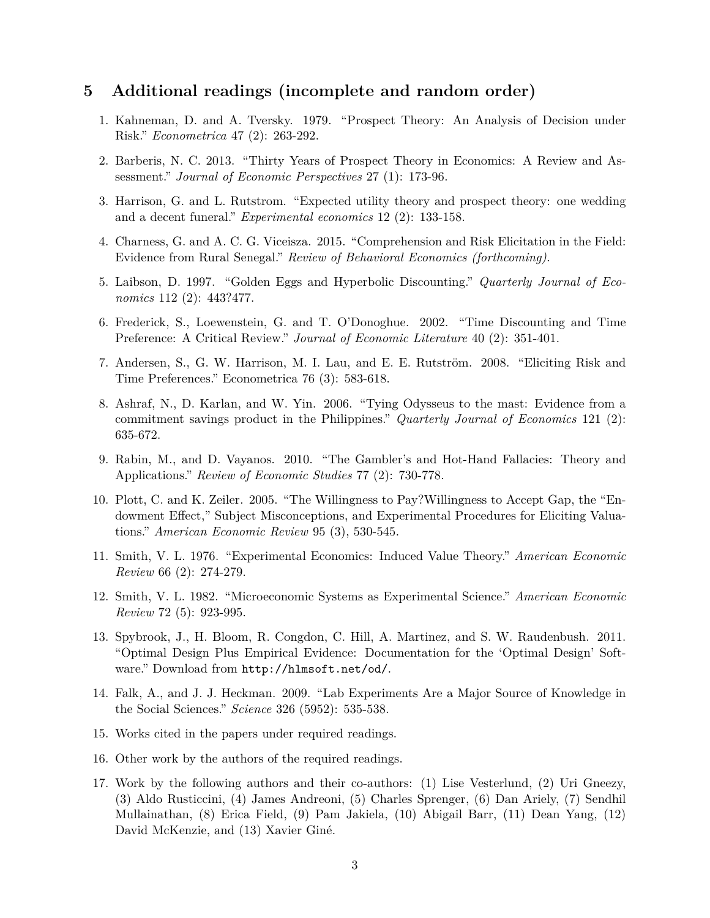## 5 Additional readings (incomplete and random order)

1. Kahneman, D. and A. Tversky. 1979. "Prospect Theory: An Analysis of Decision under Risk." *Econometrica* 47 (2): 263-292.
2. Barberis, N. C. 2013. "Thirty Years of Prospect Theory in Economics: A Review and Assessment." *Journal of Economic Perspectives* 27 (1): 173-96.
3. Harrison, G. and L. Rutstrom. "Expected utility theory and prospect theory: one wedding and a decent funeral." *Experimental economics* 12 (2): 133-158.
4. Charness, G. and A. C. G. Viceisza. 2015. "Comprehension and Risk Elicitation in the Field: Evidence from Rural Senegal." *Review of Behavioral Economics (forthcoming).*
5. Laibson, D. 1997. "Golden Eggs and Hyperbolic Discounting." *Quarterly Journal of Economics* 112 (2): 443?477.
6. Frederick, S., Loewenstein, G. and T. O'Donoghue. 2002. "Time Discounting and Time Preference: A Critical Review." *Journal of Economic Literature* 40 (2): 351-401.
7. Andersen, S., G. W. Harrison, M. I. Lau, and E. E. Rutström. 2008. "Eliciting Risk and Time Preferences." Econometrica 76 (3): 583-618.
8. Ashraf, N., D. Karlan, and W. Yin. 2006. "Tying Odysseus to the mast: Evidence from a commitment savings product in the Philippines." *Quarterly Journal of Economics* 121 (2): 635-672.
9. Rabin, M., and D. Vayanos. 2010. "The Gambler's and Hot-Hand Fallacies: Theory and Applications." *Review of Economic Studies* 77 (2): 730-778.
10. Plott, C. and K. Zeiler. 2005. "The Willingness to Pay?Willingness to Accept Gap, the "Endowment Effect," Subject Misconceptions, and Experimental Procedures for Eliciting Valuations." *American Economic Review* 95 (3), 530-545.
11. Smith, V. L. 1976. "Experimental Economics: Induced Value Theory." *American Economic Review* 66 (2): 274-279.
12. Smith, V. L. 1982. "Microeconomic Systems as Experimental Science." *American Economic Review* 72 (5): 923-995.
13. Spybrook, J., H. Bloom, R. Congdon, C. Hill, A. Martinez, and S. W. Raudenbush. 2011. "Optimal Design Plus Empirical Evidence: Documentation for the 'Optimal Design' Software." Download from `http://hlmsoft.net/od/`.
14. Falk, A., and J. J. Heckman. 2009. "Lab Experiments Are a Major Source of Knowledge in the Social Sciences." *Science* 326 (5952): 535-538.
15. Works cited in the papers under required readings.
16. Other work by the authors of the required readings.
17. Work by the following authors and their co-authors: (1) Lise Vesterlund, (2) Uri Gneezy, (3) Aldo Rusticcini, (4) James Andreoni, (5) Charles Sprenger, (6) Dan Ariely, (7) Sendhil Mullainathan, (8) Erica Field, (9) Pam Jakiela, (10) Abigail Barr, (11) Dean Yang, (12) David McKenzie, and (13) Xavier Giné.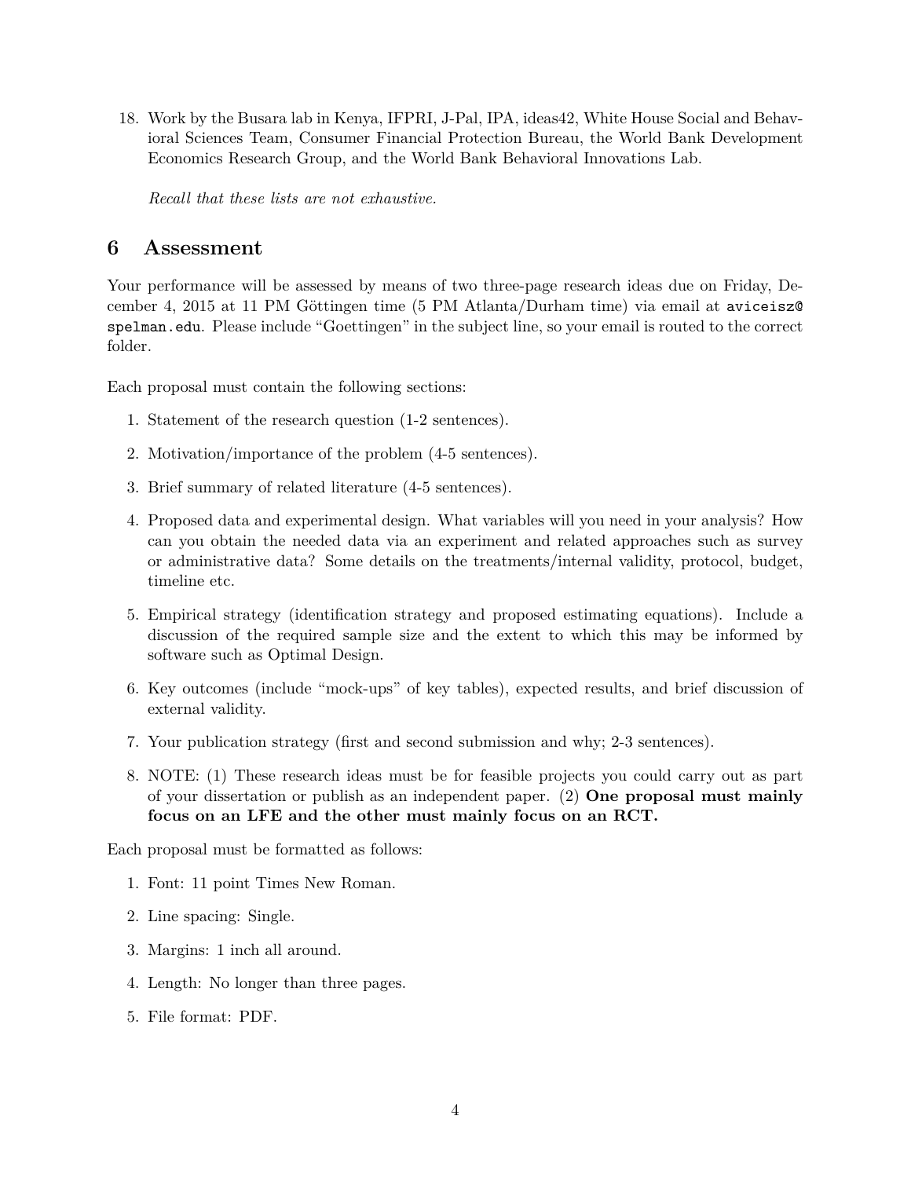18. Work by the Busara lab in Kenya, IFPRI, J-Pal, IPA, ideas42, White House Social and Behavioral Sciences Team, Consumer Financial Protection Bureau, the World Bank Development Economics Research Group, and the World Bank Behavioral Innovations Lab.

    *Recall that these lists are not exhaustive.*

## 6 Assessment

Your performance will be assessed by means of two three-page research ideas due on Friday, December 4, 2015 at 11 PM Göttingen time (5 PM Atlanta/Durham time) via email at `aviceisz@spelman.edu`. Please include "Goettingen" in the subject line, so your email is routed to the correct folder.

Each proposal must contain the following sections:

1. Statement of the research question (1-2 sentences).
2. Motivation/importance of the problem (4-5 sentences).
3. Brief summary of related literature (4-5 sentences).
4. Proposed data and experimental design. What variables will you need in your analysis? How can you obtain the needed data via an experiment and related approaches such as survey or administrative data? Some details on the treatments/internal validity, protocol, budget, timeline etc.
5. Empirical strategy (identification strategy and proposed estimating equations). Include a discussion of the required sample size and the extent to which this may be informed by software such as Optimal Design.
6. Key outcomes (include "mock-ups" of key tables), expected results, and brief discussion of external validity.
7. Your publication strategy (first and second submission and why; 2-3 sentences).
8. NOTE: (1) These research ideas must be for feasible projects you could carry out as part of your dissertation or publish as an independent paper. (2) **One proposal must mainly focus on an LFE and the other must mainly focus on an RCT.**

Each proposal must be formatted as follows:

1. Font: 11 point Times New Roman.
2. Line spacing: Single.
3. Margins: 1 inch all around.
4. Length: No longer than three pages.
5. File format: PDF.